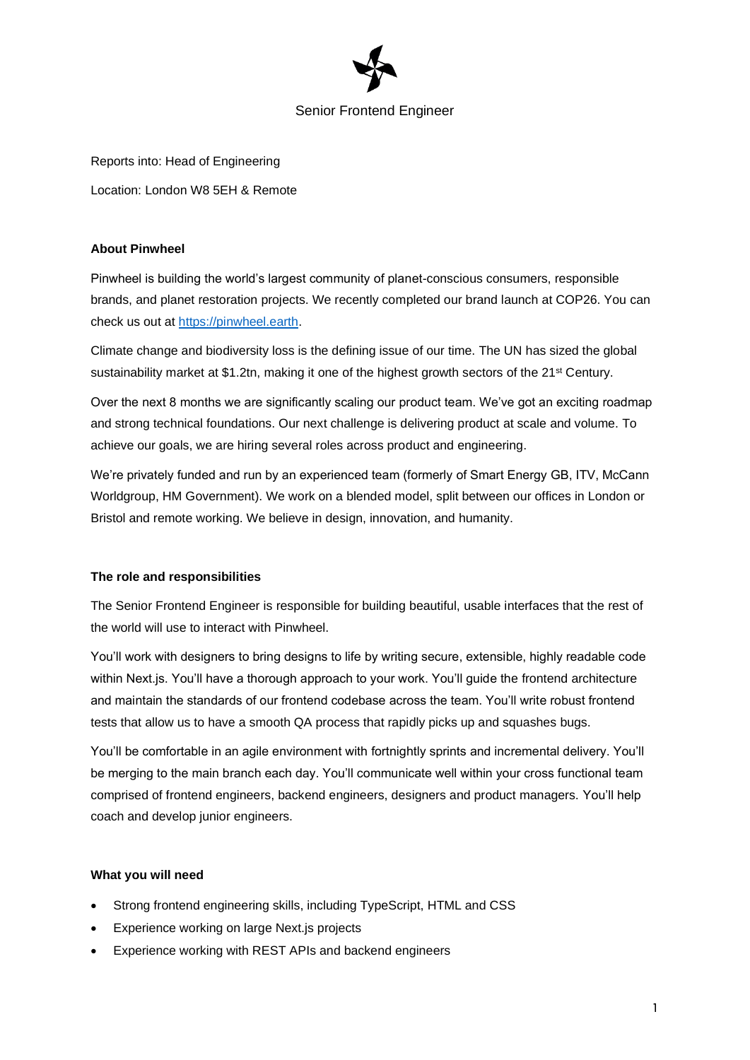# Senior Frontend Engineer

Reports into: Head of Engineering

Location: London W8 5EH & Remote

**About Pinwheel**

Pinwheel is building the world's largest community of planet-conscious consumers, responsible brands, and planet restoration projects. We recently completed our brand launch at COP26. You can check us out at [https://pinwheel.earth](https://pinwheel.earth).

Climate change and biodiversity loss is the defining issue of our time. The UN has sized the global sustainability market at $1.2tn, making it one of the highest growth sectors of the 21st Century.

Over the next 8 months we are significantly scaling our product team. We've got an exciting roadmap and strong technical foundations. Our next challenge is delivering product at scale and volume. To achieve our goals, we are hiring several roles across product and engineering.

We're privately funded and run by an experienced team (formerly of Smart Energy GB, ITV, McCann Worldgroup, HM Government). We work on a blended model, split between our offices in London or Bristol and remote working. We believe in design, innovation, and humanity.

**The role and responsibilities**

The Senior Frontend Engineer is responsible for building beautiful, usable interfaces that the rest of the world will use to interact with Pinwheel.

You'll work with designers to bring designs to life by writing secure, extensible, highly readable code within Next.js. You'll have a thorough approach to your work. You'll guide the frontend architecture and maintain the standards of our frontend codebase across the team. You'll write robust frontend tests that allow us to have a smooth QA process that rapidly picks up and squashes bugs.

You'll be comfortable in an agile environment with fortnightly sprints and incremental delivery. You'll be merging to the main branch each day. You'll communicate well within your cross functional team comprised of frontend engineers, backend engineers, designers and product managers. You'll help coach and develop junior engineers.

**What you will need**

- Strong frontend engineering skills, including TypeScript, HTML and CSS
- Experience working on large Next.js projects
- Experience working with REST APIs and backend engineers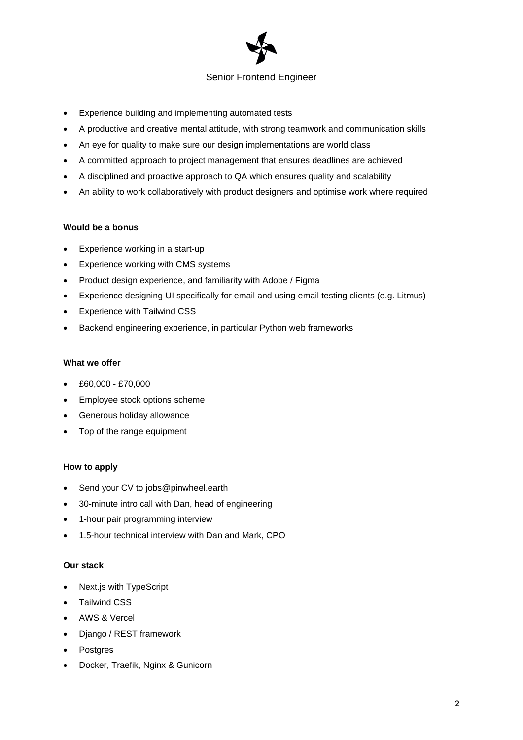Senior Frontend Engineer

- Experience building and implementing automated tests
- A productive and creative mental attitude, with strong teamwork and communication skills
- An eye for quality to make sure our design implementations are world class
- A committed approach to project management that ensures deadlines are achieved
- A disciplined and proactive approach to QA which ensures quality and scalability
- An ability to work collaboratively with product designers and optimise work where required

**Would be a bonus**

- Experience working in a start-up
- Experience working with CMS systems
- Product design experience, and familiarity with Adobe / Figma
- Experience designing UI specifically for email and using email testing clients (e.g. Litmus)
- Experience with Tailwind CSS
- Backend engineering experience, in particular Python web frameworks

**What we offer**

- £60,000 - £70,000
- Employee stock options scheme
- Generous holiday allowance
- Top of the range equipment

**How to apply**

- Send your CV to jobs@pinwheel.earth
- 30-minute intro call with Dan, head of engineering
- 1-hour pair programming interview
- 1.5-hour technical interview with Dan and Mark, CPO

**Our stack**

- Next.js with TypeScript
- Tailwind CSS
- AWS & Vercel
- Django / REST framework
- Postgres
- Docker, Traefik, Nginx & Gunicorn